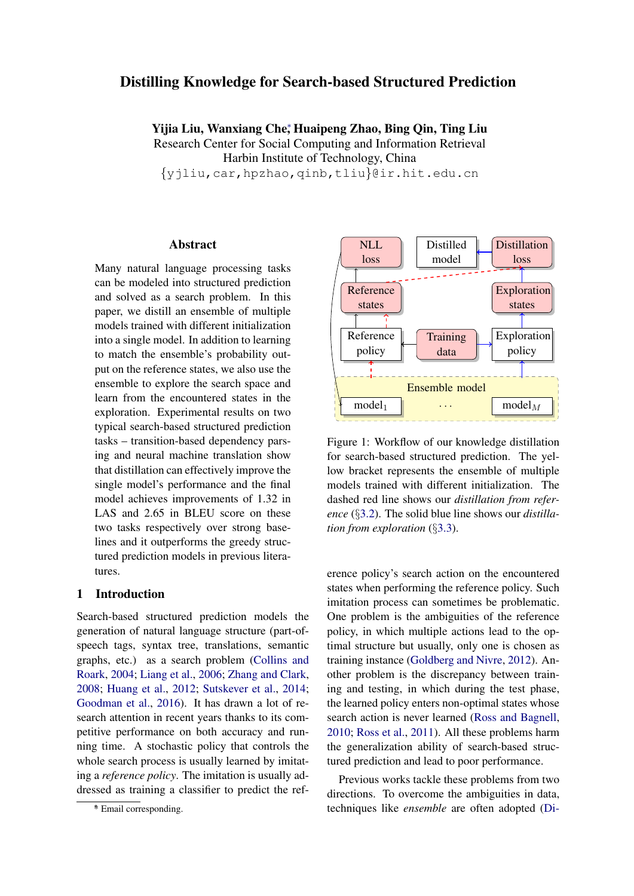# Distilling Knowledge for Search-based Structured Prediction

**Yijia Liu, Wanxiang Che\*, Huaipeng Zhao, Bing Qin, Ting Liu**

Research Center for Social Computing and Information Retrieval
Harbin Institute of Technology, China
{yjliu,car,hpzhao,qinb,tliu}@ir.hit.edu.cn

## Abstract

Many natural language processing tasks can be modeled into structured prediction and solved as a search problem. In this paper, we distill an ensemble of multiple models trained with different initialization into a single model. In addition to learning to match the ensemble's probability output on the reference states, we also use the ensemble to explore the search space and learn from the encountered states in the exploration. Experimental results on two typical search-based structured prediction tasks – transition-based dependency parsing and neural machine translation show that distillation can effectively improve the single model's performance and the final model achieves improvements of 1.32 in LAS and 2.65 in BLEU score on these two tasks respectively over strong baselines and it outperforms the greedy structured prediction models in previous literatures.

## 1 Introduction

Search-based structured prediction models the generation of natural language structure (part-of-speech tags, syntax tree, translations, semantic graphs, etc.) as a search problem (Collins and Roark, 2004; Liang et al., 2006; Zhang and Clark, 2008; Huang et al., 2012; Sutskever et al., 2014; Goodman et al., 2016). It has drawn a lot of research attention in recent years thanks to its competitive performance on both accuracy and running time. A stochastic policy that controls the whole search process is usually learned by imitating a *reference policy*. The imitation is usually addressed as training a classifier to predict the reference policy's search action on the encountered states when performing the reference policy. Such imitation process can sometimes be problematic. One problem is the ambiguities of the reference policy, in which multiple actions lead to the optimal structure but usually, only one is chosen as training instance (Goldberg and Nivre, 2012). Another problem is the discrepancy between training and testing, in which during the test phase, the learned policy enters non-optimal states whose search action is never learned (Ross and Bagnell, 2010; Ross et al., 2011). All these problems harm the generalization ability of search-based structured prediction and lead to poor performance.

Figure 1: Workflow of our knowledge distillation for search-based structured prediction. The yellow bracket represents the ensemble of multiple models trained with different initialization. The dashed red line shows our *distillation from reference* (§3.2). The solid blue line shows our *distillation from exploration* (§3.3).

Previous works tackle these problems from two directions. To overcome the ambiguities in data, techniques like *ensemble* are often adopted (Di-

\* Email corresponding.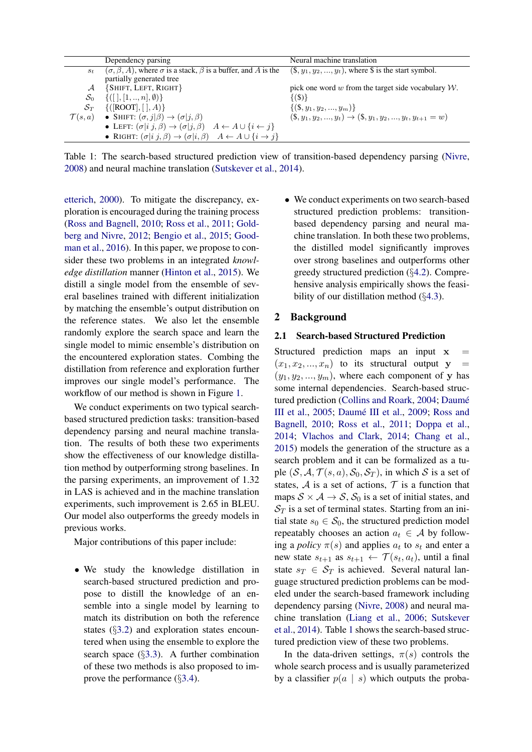| | Dependency parsing | Neural machine translation |
|---|---|---|
| $s_t$ | $(\sigma, \beta, A)$, where $\sigma$ is a stack, $\beta$ is a buffer, and $A$ is the partially generated tree | $(\$, y_1, y_2, ..., y_t)$, where \$ is the start symbol. |
| $\mathcal{A}$ | {SHIFT, LEFT, RIGHT} | pick one word $w$ from the target side vocabulary $\mathcal{W}$. |
| $\mathcal{S}_0$ | $\{([\,], [1, .., n], \emptyset)\}$ | $\{(\$)\}$ |
| $\mathcal{S}_T$ | $\{([\text{ROOT}], [\,], A)\}$ | $\{(\$, y_1, y_2, ..., y_m)\}$ |
| $\mathcal{T}(s, a)$ | • SHIFT: $(\sigma, j\vert\beta) \rightarrow (\sigma\vert j, \beta)$<br>• LEFT: $(\sigma\vert i\ j, \beta) \rightarrow (\sigma\vert j, \beta) \quad A \leftarrow A \cup \{i \leftarrow j\}$<br>• RIGHT: $(\sigma\vert i\ j, \beta) \rightarrow (\sigma\vert i, \beta) \quad A \leftarrow A \cup \{i \rightarrow j\}$ | $(\$, y_1, y_2, ..., y_t) \rightarrow (\$, y_1, y_2, ..., y_t, y_{t+1} = w)$ |

Table 1: The search-based structured prediction view of transition-based dependency parsing (Nivre, 2008) and neural machine translation (Sutskever et al., 2014).

etterich, 2000). To mitigate the discrepancy, exploration is encouraged during the training process (Ross and Bagnell, 2010; Ross et al., 2011; Goldberg and Nivre, 2012; Bengio et al., 2015; Goodman et al., 2016). In this paper, we propose to consider these two problems in an integrated *knowledge distillation* manner (Hinton et al., 2015). We distill a single model from the ensemble of several baselines trained with different initialization by matching the ensemble's output distribution on the reference states. We also let the ensemble randomly explore the search space and learn the single model to mimic ensemble's distribution on the encountered exploration states. Combing the distillation from reference and exploration further improves our single model's performance. The workflow of our method is shown in Figure 1.

We conduct experiments on two typical search-based structured prediction tasks: transition-based dependency parsing and neural machine translation. The results of both these two experiments show the effectiveness of our knowledge distillation method by outperforming strong baselines. In the parsing experiments, an improvement of 1.32 in LAS is achieved and in the machine translation experiments, such improvement is 2.65 in BLEU. Our model also outperforms the greedy models in previous works.

Major contributions of this paper include:

- We study the knowledge distillation in search-based structured prediction and propose to distill the knowledge of an ensemble into a single model by learning to match its distribution on both the reference states (§3.2) and exploration states encountered when using the ensemble to explore the search space (§3.3). A further combination of these two methods is also proposed to improve the performance (§3.4).
- We conduct experiments on two search-based structured prediction problems: transition-based dependency parsing and neural machine translation. In both these two problems, the distilled model significantly improves over strong baselines and outperforms other greedy structured prediction (§4.2). Comprehensive analysis empirically shows the feasibility of our distillation method (§4.3).

## 2 Background

### 2.1 Search-based Structured Prediction

Structured prediction maps an input $\mathbf{x} = (x_1, x_2, ..., x_n)$ to its structural output $\mathbf{y} = (y_1, y_2, ..., y_m)$, where each component of $\mathbf{y}$ has some internal dependencies. Search-based structured prediction (Collins and Roark, 2004; Daumé III et al., 2005; Daumé III et al., 2009; Ross and Bagnell, 2010; Ross et al., 2011; Doppa et al., 2014; Vlachos and Clark, 2014; Chang et al., 2015) models the generation of the structure as a search problem and it can be formalized as a tuple $(\mathcal{S}, \mathcal{A}, \mathcal{T}(s, a), \mathcal{S}_0, \mathcal{S}_T)$, in which $\mathcal{S}$ is a set of states, $\mathcal{A}$ is a set of actions, $\mathcal{T}$ is a function that maps $\mathcal{S} \times \mathcal{A} \rightarrow \mathcal{S}$, $\mathcal{S}_0$ is a set of initial states, and $\mathcal{S}_T$ is a set of terminal states. Starting from an initial state $s_0 \in \mathcal{S}_0$, the structured prediction model repeatably chooses an action $a_t \in \mathcal{A}$ by following a *policy* $\pi(s)$ and applies $a_t$ to $s_t$ and enter a new state $s_{t+1}$ as $s_{t+1} \leftarrow \mathcal{T}(s_t, a_t)$, until a final state $s_T \in \mathcal{S}_T$ is achieved. Several natural language structured prediction problems can be modeled under the search-based framework including dependency parsing (Nivre, 2008) and machine translation (Liang et al., 2006; Sutskever et al., 2014). Table 1 shows the search-based structured prediction view of these two problems.

In the data-driven settings, $\pi(s)$ controls the whole search process and is usually parameterized by a classifier $p(a \mid s)$ which outputs the proba-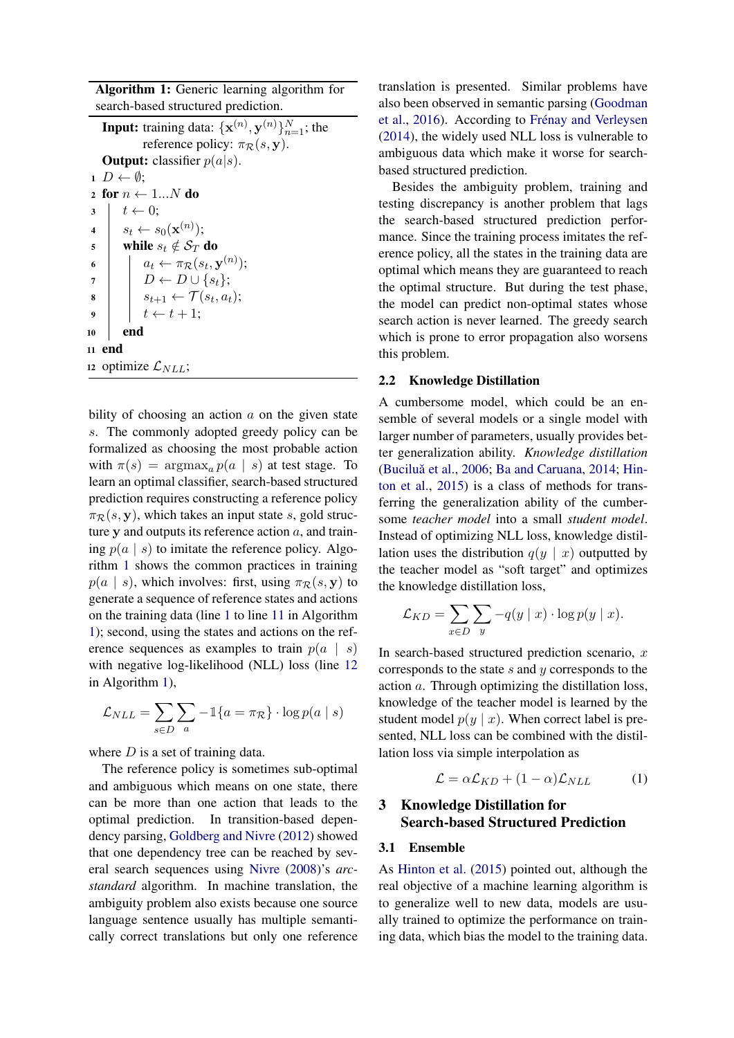**Algorithm 1:** Generic learning algorithm for search-based structured prediction.

```
Input: training data: {x^(n), y^(n)}_{n=1}^N; the
       reference policy: π_R(s, y).
Output: classifier p(a|s).
1  D ← ∅;
2  for n ← 1...N do
3      t ← 0;
4      s_t ← s_0(x^(n));
5      while s_t ∉ S_T do
6          a_t ← π_R(s_t, y^(n));
7          D ← D ∪ {s_t};
8          s_{t+1} ← T(s_t, a_t);
9          t ← t + 1;
10     end
11 end
12 optimize L_NLL;
```

bility of choosing an action $a$ on the given state $s$. The commonly adopted greedy policy can be formalized as choosing the most probable action with $\pi(s) = \text{argmax}_a p(a \mid s)$ at test stage. To learn an optimal classifier, search-based structured prediction requires constructing a reference policy $\pi_{\mathcal{R}}(s, \mathbf{y})$, which takes an input state $s$, gold structure $\mathbf{y}$ and outputs its reference action $a$, and training $p(a \mid s)$ to imitate the reference policy. Algorithm 1 shows the common practices in training $p(a \mid s)$, which involves: first, using $\pi_{\mathcal{R}}(s, \mathbf{y})$ to generate a sequence of reference states and actions on the training data (line 1 to line 11 in Algorithm 1); second, using the states and actions on the reference sequences as examples to train $p(a \mid s)$ with negative log-likelihood (NLL) loss (line 12 in Algorithm 1),

$$\mathcal{L}_{NLL} = \sum_{s \in D} \sum_{a} -\mathbb{1}\{a = \pi_{\mathcal{R}}\} \cdot \log p(a \mid s)$$

where $D$ is a set of training data.

The reference policy is sometimes sub-optimal and ambiguous which means on one state, there can be more than one action that leads to the optimal prediction. In transition-based dependency parsing, Goldberg and Nivre (2012) showed that one dependency tree can be reached by several search sequences using Nivre (2008)'s *arc-standard* algorithm. In machine translation, the ambiguity problem also exists because one source language sentence usually has multiple semantically correct translations but only one reference translation is presented. Similar problems have also been observed in semantic parsing (Goodman et al., 2016). According to Frénay and Verleysen (2014), the widely used NLL loss is vulnerable to ambiguous data which make it worse for search-based structured prediction.

Besides the ambiguity problem, training and testing discrepancy is another problem that lags the search-based structured prediction performance. Since the training process imitates the reference policy, all the states in the training data are optimal which means they are guaranteed to reach the optimal structure. But during the test phase, the model can predict non-optimal states whose search action is never learned. The greedy search which is prone to error propagation also worsens this problem.

### 2.2 Knowledge Distillation

A cumbersome model, which could be an ensemble of several models or a single model with larger number of parameters, usually provides better generalization ability. *Knowledge distillation* (Buciluă et al., 2006; Ba and Caruana, 2014; Hinton et al., 2015) is a class of methods for transferring the generalization ability of the cumbersome *teacher model* into a small *student model*. Instead of optimizing NLL loss, knowledge distillation uses the distribution $q(y \mid x)$ outputted by the teacher model as "soft target" and optimizes the knowledge distillation loss,

$$\mathcal{L}_{KD} = \sum_{x \in D} \sum_{y} -q(y \mid x) \cdot \log p(y \mid x).$$

In search-based structured prediction scenario, $x$ corresponds to the state $s$ and $y$ corresponds to the action $a$. Through optimizing the distillation loss, knowledge of the teacher model is learned by the student model $p(y \mid x)$. When correct label is presented, NLL loss can be combined with the distillation loss via simple interpolation as

$$\mathcal{L} = \alpha \mathcal{L}_{KD} + (1 - \alpha) \mathcal{L}_{NLL} \tag{1}$$

## 3 Knowledge Distillation for Search-based Structured Prediction

### 3.1 Ensemble

As Hinton et al. (2015) pointed out, although the real objective of a machine learning algorithm is to generalize well to new data, models are usually trained to optimize the performance on training data, which bias the model to the training data.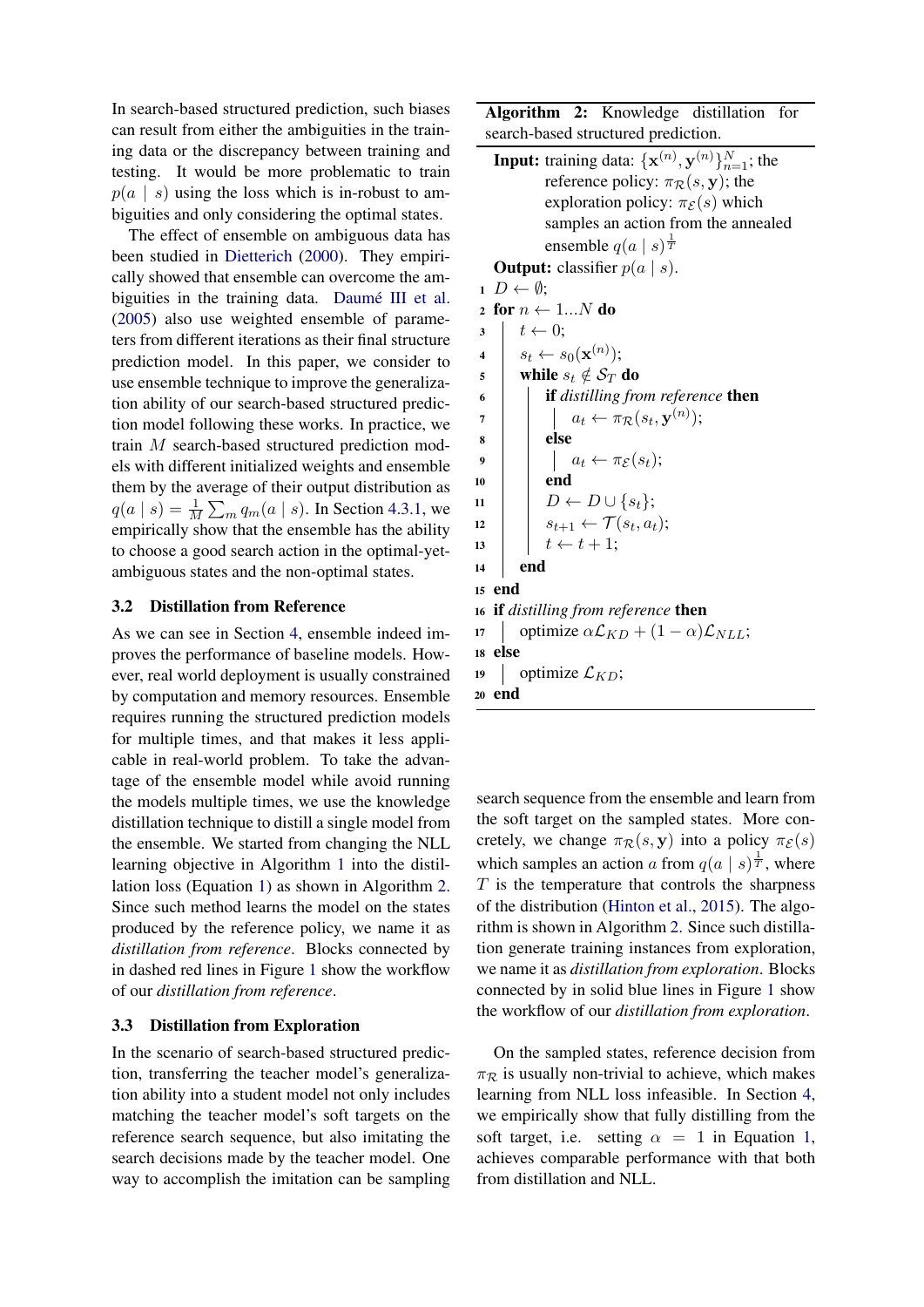In search-based structured prediction, such biases can result from either the ambiguities in the training data or the discrepancy between training and testing. It would be more problematic to train $p(a \mid s)$ using the loss which is in-robust to ambiguities and only considering the optimal states.

The effect of ensemble on ambiguous data has been studied in Dietterich (2000). They empirically showed that ensemble can overcome the ambiguities in the training data. Daumé III et al. (2005) also use weighted ensemble of parameters from different iterations as their final structure prediction model. In this paper, we consider to use ensemble technique to improve the generalization ability of our search-based structured prediction model following these works. In practice, we train $M$ search-based structured prediction models with different initialized weights and ensemble them by the average of their output distribution as $q(a \mid s) = \frac{1}{M}\sum_m q_m(a \mid s)$. In Section 4.3.1, we empirically show that the ensemble has the ability to choose a good search action in the optimal-yet-ambiguous states and the non-optimal states.

### 3.2 Distillation from Reference

As we can see in Section 4, ensemble indeed improves the performance of baseline models. However, real world deployment is usually constrained by computation and memory resources. Ensemble requires running the structured prediction models for multiple times, and that makes it less applicable in real-world problem. To take the advantage of the ensemble model while avoid running the models multiple times, we use the knowledge distillation technique to distill a single model from the ensemble. We started from changing the NLL learning objective in Algorithm 1 into the distillation loss (Equation 1) as shown in Algorithm 2. Since such method learns the model on the states produced by the reference policy, we name it as *distillation from reference*. Blocks connected by in dashed red lines in Figure 1 show the workflow of our *distillation from reference*.

### 3.3 Distillation from Exploration

In the scenario of search-based structured prediction, transferring the teacher model's generalization ability into a student model not only includes matching the teacher model's soft targets on the reference search sequence, but also imitating the search decisions made by the teacher model. One way to accomplish the imitation can be sampling search sequence from the ensemble and learn from the soft target on the sampled states. More concretely, we change $\pi_{\mathcal{R}}(s, \mathbf{y})$ into a policy $\pi_{\mathcal{E}}(s)$ which samples an action $a$ from $q(a \mid s)^{\frac{1}{T}}$, where $T$ is the temperature that controls the sharpness of the distribution (Hinton et al., 2015). The algorithm is shown in Algorithm 2. Since such distillation generate training instances from exploration, we name it as *distillation from exploration*. Blocks connected by in solid blue lines in Figure 1 show the workflow of our *distillation from exploration*.

On the sampled states, reference decision from $\pi_{\mathcal{R}}$ is usually non-trivial to achieve, which makes learning from NLL loss infeasible. In Section 4, we empirically show that fully distilling from the soft target, i.e. setting $\alpha = 1$ in Equation 1, achieves comparable performance with that both from distillation and NLL.

**Algorithm 2:** Knowledge distillation for search-based structured prediction.

**Input:** training data: $\{\mathbf{x}^{(n)}, \mathbf{y}^{(n)}\}_{n=1}^{N}$; the reference policy: $\pi_{\mathcal{R}}(s, \mathbf{y})$; the exploration policy: $\pi_{\mathcal{E}}(s)$ which samples an action from the annealed ensemble $q(a \mid s)^{\frac{1}{T}}$

**Output:** classifier $p(a \mid s)$.

```
1  D ← ∅;
2  for n ← 1...N do
3      t ← 0;
4      s_t ← s_0(x^(n));
5      while s_t ∉ S_T do
6          if distilling from reference then
7              a_t ← π_R(s_t, y^(n));
8          else
9              a_t ← π_E(s_t);
10         end
11         D ← D ∪ {s_t};
12         s_{t+1} ← T(s_t, a_t);
13         t ← t + 1;
14     end
15 end
16 if distilling from reference then
17     optimize αL_KD + (1 − α)L_NLL;
18 else
19     optimize L_KD;
20 end
```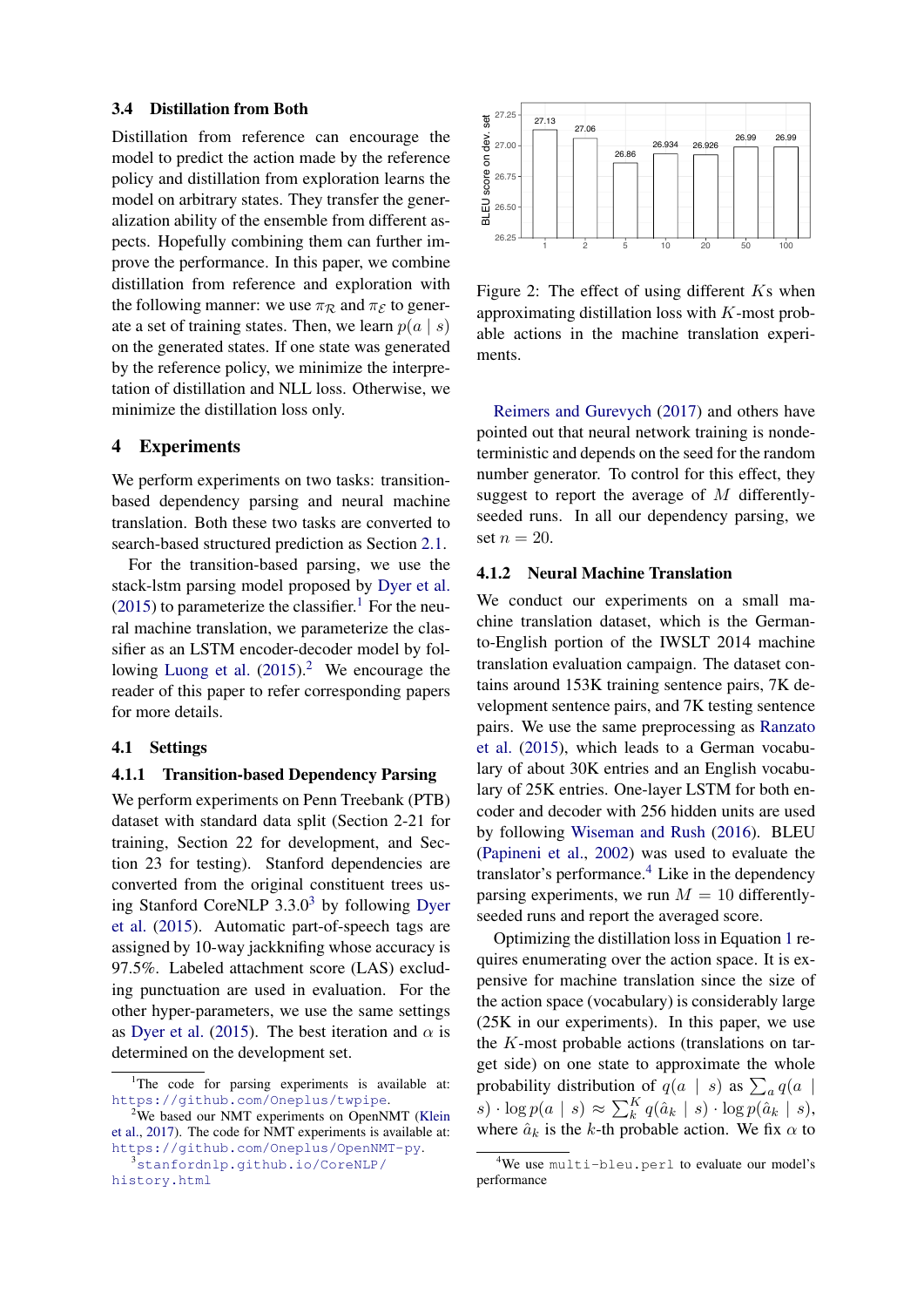### 3.4 Distillation from Both

Distillation from reference can encourage the model to predict the action made by the reference policy and distillation from exploration learns the model on arbitrary states. They transfer the generalization ability of the ensemble from different aspects. Hopefully combining them can further improve the performance. In this paper, we combine distillation from reference and exploration with the following manner: we use $\pi_{\mathcal{R}}$ and $\pi_{\mathcal{E}}$ to generate a set of training states. Then, we learn $p(a \mid s)$ on the generated states. If one state was generated by the reference policy, we minimize the interpretation of distillation and NLL loss. Otherwise, we minimize the distillation loss only.

## 4 Experiments

We perform experiments on two tasks: transition-based dependency parsing and neural machine translation. Both these two tasks are converted to search-based structured prediction as Section 2.1.

For the transition-based parsing, we use the stack-lstm parsing model proposed by Dyer et al. (2015) to parameterize the classifier.[1] For the neural machine translation, we parameterize the classifier as an LSTM encoder-decoder model by following Luong et al. (2015).[2] We encourage the reader of this paper to refer corresponding papers for more details.

### 4.1 Settings

#### 4.1.1 Transition-based Dependency Parsing

We perform experiments on Penn Treebank (PTB) dataset with standard data split (Section 2-21 for training, Section 22 for development, and Section 23 for testing). Stanford dependencies are converted from the original constituent trees using Stanford CoreNLP 3.3.0[3] by following Dyer et al. (2015). Automatic part-of-speech tags are assigned by 10-way jackknifing whose accuracy is 97.5%. Labeled attachment score (LAS) excluding punctuation are used in evaluation. For the other hyper-parameters, we use the same settings as Dyer et al. (2015). The best iteration and $\alpha$ is determined on the development set.

[1] The code for parsing experiments is available at: https://github.com/Oneplus/twpipe.

[2] We based our NMT experiments on OpenNMT (Klein et al., 2017). The code for NMT experiments is available at: https://github.com/Oneplus/OpenNMT-py.

[3] stanfordnlp.github.io/CoreNLP/history.html

| K | 1 | 2 | 5 | 10 | 20 | 50 | 100 |
|---|---|---|---|---|---|---|---|
| BLEU score on dev. set | 27.13 | 27.06 | 26.86 | 26.934 | 26.926 | 26.99 | 26.99 |

Figure 2: The effect of using different $K$s when approximating distillation loss with $K$-most probable actions in the machine translation experiments.

Reimers and Gurevych (2017) and others have pointed out that neural network training is nondeterministic and depends on the seed for the random number generator. To control for this effect, they suggest to report the average of $M$ differently-seeded runs. In all our dependency parsing, we set $n = 20$.

#### 4.1.2 Neural Machine Translation

We conduct our experiments on a small machine translation dataset, which is the German-to-English portion of the IWSLT 2014 machine translation evaluation campaign. The dataset contains around 153K training sentence pairs, 7K development sentence pairs, and 7K testing sentence pairs. We use the same preprocessing as Ranzato et al. (2015), which leads to a German vocabulary of about 30K entries and an English vocabulary of 25K entries. One-layer LSTM for both encoder and decoder with 256 hidden units are used by following Wiseman and Rush (2016). BLEU (Papineni et al., 2002) was used to evaluate the translator's performance.[4] Like in the dependency parsing experiments, we run $M = 10$ differently-seeded runs and report the averaged score.

Optimizing the distillation loss in Equation 1 requires enumerating over the action space. It is expensive for machine translation since the size of the action space (vocabulary) is considerably large (25K in our experiments). In this paper, we use the $K$-most probable actions (translations on target side) on one state to approximate the whole probability distribution of $q(a \mid s)$ as $\sum_a q(a \mid s) \cdot \log p(a \mid s) \approx \sum_k^K q(\hat{a}_k \mid s) \cdot \log p(\hat{a}_k \mid s)$, where $\hat{a}_k$ is the $k$-th probable action. We fix $\alpha$ to

[4] We use multi-bleu.perl to evaluate our model's performance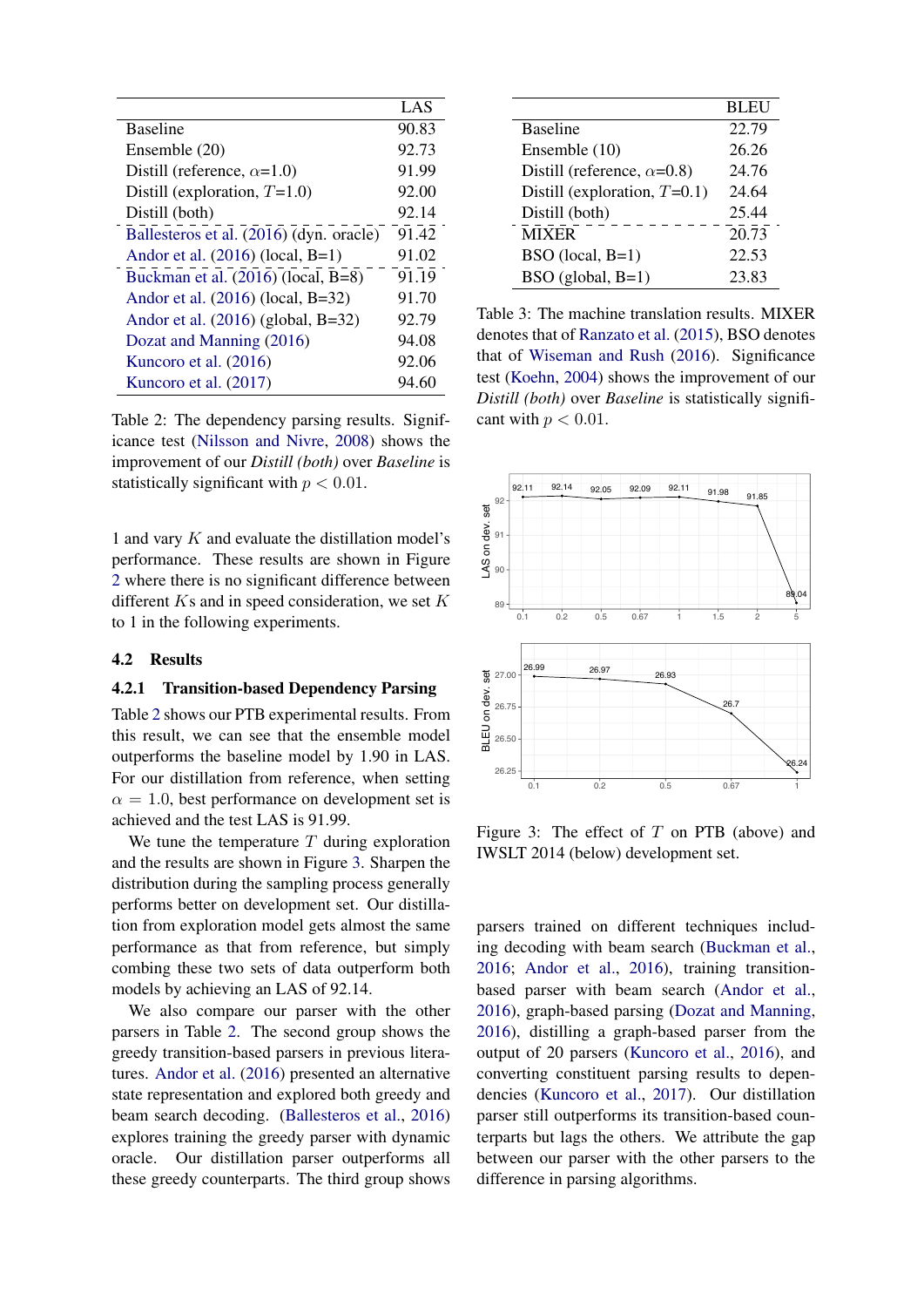| | LAS |
|---|---|
| Baseline | 90.83 |
| Ensemble (20) | 92.73 |
| Distill (reference, $\alpha$=1.0) | 91.99 |
| Distill (exploration, $T$=1.0) | 92.00 |
| Distill (both) | 92.14 |
| Ballesteros et al. (2016) (dyn. oracle) | 91.42 |
| Andor et al. (2016) (local, B=1) | 91.02 |
| Buckman et al. (2016) (local, B=8) | 91.19 |
| Andor et al. (2016) (local, B=32) | 91.70 |
| Andor et al. (2016) (global, B=32) | 92.79 |
| Dozat and Manning (2016) | 94.08 |
| Kuncoro et al. (2016) | 92.06 |
| Kuncoro et al. (2017) | 94.60 |

Table 2: The dependency parsing results. Significance test (Nilsson and Nivre, 2008) shows the improvement of our *Distill (both)* over *Baseline* is statistically significant with $p < 0.01$.

1 and vary $K$ and evaluate the distillation model's performance. These results are shown in Figure 2 where there is no significant difference between different $K$s and in speed consideration, we set $K$ to 1 in the following experiments.

## 4.2 Results

### 4.2.1 Transition-based Dependency Parsing

Table 2 shows our PTB experimental results. From this result, we can see that the ensemble model outperforms the baseline model by 1.90 in LAS. For our distillation from reference, when setting $\alpha = 1.0$, best performance on development set is achieved and the test LAS is 91.99.

We tune the temperature $T$ during exploration and the results are shown in Figure 3. Sharpen the distribution during the sampling process generally performs better on development set. Our distillation from exploration model gets almost the same performance as that from reference, but simply combing these two sets of data outperform both models by achieving an LAS of 92.14.

We also compare our parser with the other parsers in Table 2. The second group shows the greedy transition-based parsers in previous literatures. Andor et al. (2016) presented an alternative state representation and explored both greedy and beam search decoding. (Ballesteros et al., 2016) explores training the greedy parser with dynamic oracle. Our distillation parser outperforms all these greedy counterparts. The third group shows parsers trained on different techniques including decoding with beam search (Buckman et al., 2016; Andor et al., 2016), training transition-based parser with beam search (Andor et al., 2016), graph-based parsing (Dozat and Manning, 2016), distilling a graph-based parser from the output of 20 parsers (Kuncoro et al., 2016), and converting constituent parsing results to dependencies (Kuncoro et al., 2017). Our distillation parser still outperforms its transition-based counterparts but lags the others. We attribute the gap between our parser with the other parsers to the difference in parsing algorithms.

| | BLEU |
|---|---|
| Baseline | 22.79 |
| Ensemble (10) | 26.26 |
| Distill (reference, $\alpha$=0.8) | 24.76 |
| Distill (exploration, $T$=0.1) | 24.64 |
| Distill (both) | 25.44 |
| MIXER | 20.73 |
| BSO (local, B=1) | 22.53 |
| BSO (global, B=1) | 23.83 |

Table 3: The machine translation results. MIXER denotes that of Ranzato et al. (2015), BSO denotes that of Wiseman and Rush (2016). Significance test (Koehn, 2004) shows the improvement of our *Distill (both)* over *Baseline* is statistically significant with $p < 0.01$.

Figure 3: The effect of $T$ on PTB (above) and IWSLT 2014 (below) development set.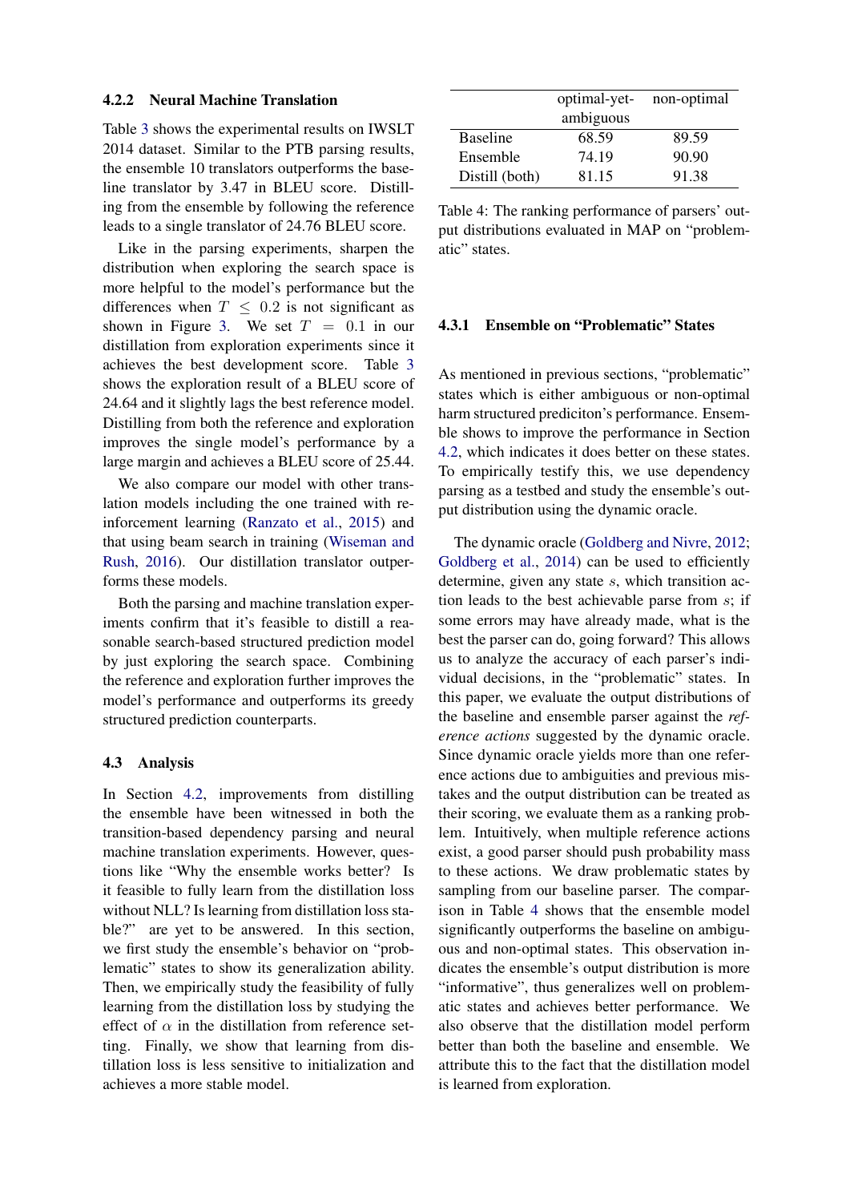#### 4.2.2 Neural Machine Translation

Table 3 shows the experimental results on IWSLT 2014 dataset. Similar to the PTB parsing results, the ensemble 10 translators outperforms the baseline translator by 3.47 in BLEU score. Distilling from the ensemble by following the reference leads to a single translator of 24.76 BLEU score.

Like in the parsing experiments, sharpen the distribution when exploring the search space is more helpful to the model's performance but the differences when $T \leq 0.2$ is not significant as shown in Figure 3. We set $T = 0.1$ in our distillation from exploration experiments since it achieves the best development score. Table 3 shows the exploration result of a BLEU score of 24.64 and it slightly lags the best reference model. Distilling from both the reference and exploration improves the single model's performance by a large margin and achieves a BLEU score of 25.44.

We also compare our model with other translation models including the one trained with reinforcement learning (Ranzato et al., 2015) and that using beam search in training (Wiseman and Rush, 2016). Our distillation translator outperforms these models.

Both the parsing and machine translation experiments confirm that it's feasible to distill a reasonable search-based structured prediction model by just exploring the search space. Combining the reference and exploration further improves the model's performance and outperforms its greedy structured prediction counterparts.

### 4.3 Analysis

In Section 4.2, improvements from distilling the ensemble have been witnessed in both the transition-based dependency parsing and neural machine translation experiments. However, questions like "Why the ensemble works better? Is it feasible to fully learn from the distillation loss without NLL? Is learning from distillation loss stable?" are yet to be answered. In this section, we first study the ensemble's behavior on "problematic" states to show its generalization ability. Then, we empirically study the feasibility of fully learning from the distillation loss by studying the effect of $\alpha$ in the distillation from reference setting. Finally, we show that learning from distillation loss is less sensitive to initialization and achieves a more stable model.

| | optimal-yet-ambiguous | non-optimal |
|---|---|---|
| Baseline | 68.59 | 89.59 |
| Ensemble | 74.19 | 90.90 |
| Distill (both) | 81.15 | 91.38 |

Table 4: The ranking performance of parsers' output distributions evaluated in MAP on "problematic" states.

#### 4.3.1 Ensemble on "Problematic" States

As mentioned in previous sections, "problematic" states which is either ambiguous or non-optimal harm structured prediciton's performance. Ensemble shows to improve the performance in Section 4.2, which indicates it does better on these states. To empirically testify this, we use dependency parsing as a testbed and study the ensemble's output distribution using the dynamic oracle.

The dynamic oracle (Goldberg and Nivre, 2012; Goldberg et al., 2014) can be used to efficiently determine, given any state $s$, which transition action leads to the best achievable parse from $s$; if some errors may have already made, what is the best the parser can do, going forward? This allows us to analyze the accuracy of each parser's individual decisions, in the "problematic" states. In this paper, we evaluate the output distributions of the baseline and ensemble parser against the *reference actions* suggested by the dynamic oracle. Since dynamic oracle yields more than one reference actions due to ambiguities and previous mistakes and the output distribution can be treated as their scoring, we evaluate them as a ranking problem. Intuitively, when multiple reference actions exist, a good parser should push probability mass to these actions. We draw problematic states by sampling from our baseline parser. The comparison in Table 4 shows that the ensemble model significantly outperforms the baseline on ambiguous and non-optimal states. This observation indicates the ensemble's output distribution is more "informative", thus generalizes well on problematic states and achieves better performance. We also observe that the distillation model perform better than both the baseline and ensemble. We attribute this to the fact that the distillation model is learned from exploration.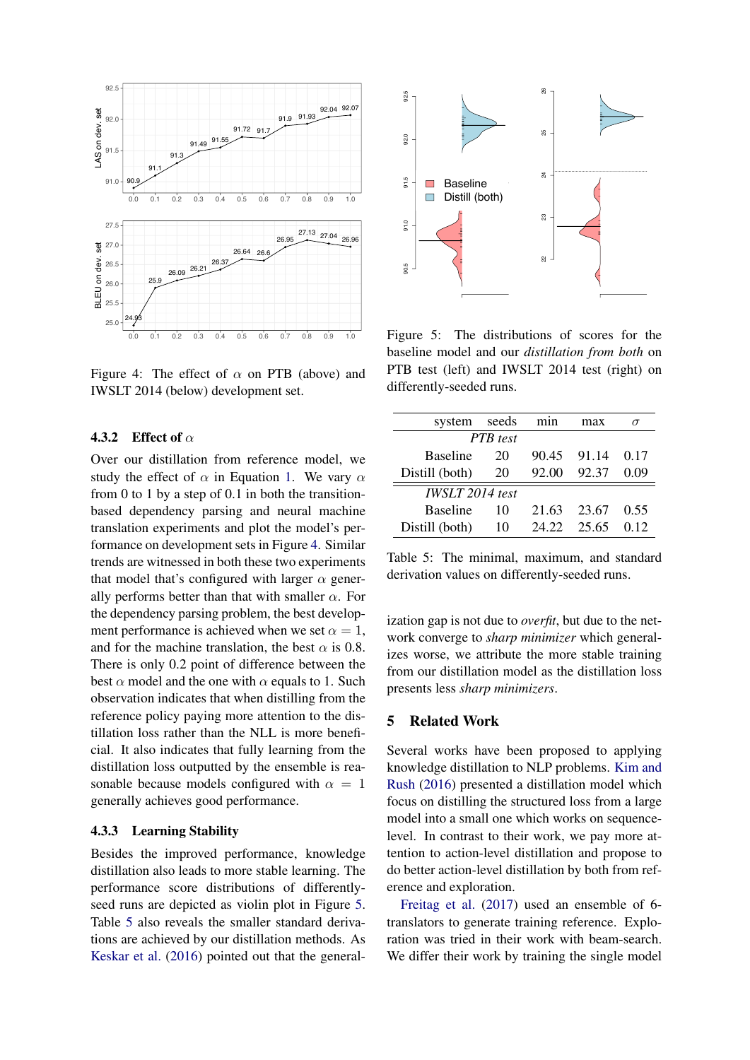Figure 4: The effect of $\alpha$ on PTB (above) and IWSLT 2014 (below) development set.

#### 4.3.2 Effect of $\alpha$

Over our distillation from reference model, we study the effect of $\alpha$ in Equation 1. We vary $\alpha$ from 0 to 1 by a step of 0.1 in both the transition-based dependency parsing and neural machine translation experiments and plot the model's performance on development sets in Figure 4. Similar trends are witnessed in both these two experiments that model that's configured with larger $\alpha$ generally performs better than that with smaller $\alpha$. For the dependency parsing problem, the best development performance is achieved when we set $\alpha = 1$, and for the machine translation, the best $\alpha$ is 0.8. There is only 0.2 point of difference between the best $\alpha$ model and the one with $\alpha$ equals to 1. Such observation indicates that when distilling from the reference policy paying more attention to the distillation loss rather than the NLL is more beneficial. It also indicates that fully learning from the distillation loss outputted by the ensemble is reasonable because models configured with $\alpha = 1$ generally achieves good performance.

#### 4.3.3 Learning Stability

Besides the improved performance, knowledge distillation also leads to more stable learning. The performance score distributions of differently-seed runs are depicted as violin plot in Figure 5. Table 5 also reveals the smaller standard derivations are achieved by our distillation methods. As Keskar et al. (2016) pointed out that the generalization gap is not due to *overfit*, but due to the network converge to *sharp minimizer* which generalizes worse, we attribute the more stable training from our distillation model as the distillation loss presents less *sharp minimizers*.

Figure 5: The distributions of scores for the baseline model and our *distillation from both* on PTB test (left) and IWSLT 2014 test (right) on differently-seeded runs.

| system | seeds | min | max | $\sigma$ |
|---|---|---|---|---|
| *PTB test* | | | | |
| Baseline | 20 | 90.45 | 91.14 | 0.17 |
| Distill (both) | 20 | 92.00 | 92.37 | 0.09 |
| *IWSLT 2014 test* | | | | |
| Baseline | 10 | 21.63 | 23.67 | 0.55 |
| Distill (both) | 10 | 24.22 | 25.65 | 0.12 |

Table 5: The minimal, maximum, and standard derivation values on differently-seeded runs.

## 5 Related Work

Several works have been proposed to applying knowledge distillation to NLP problems. Kim and Rush (2016) presented a distillation model which focus on distilling the structured loss from a large model into a small one which works on sequence-level. In contrast to their work, we pay more attention to action-level distillation and propose to do better action-level distillation by both from reference and exploration.

Freitag et al. (2017) used an ensemble of 6-translators to generate training reference. Exploration was tried in their work with beam-search. We differ their work by training the single model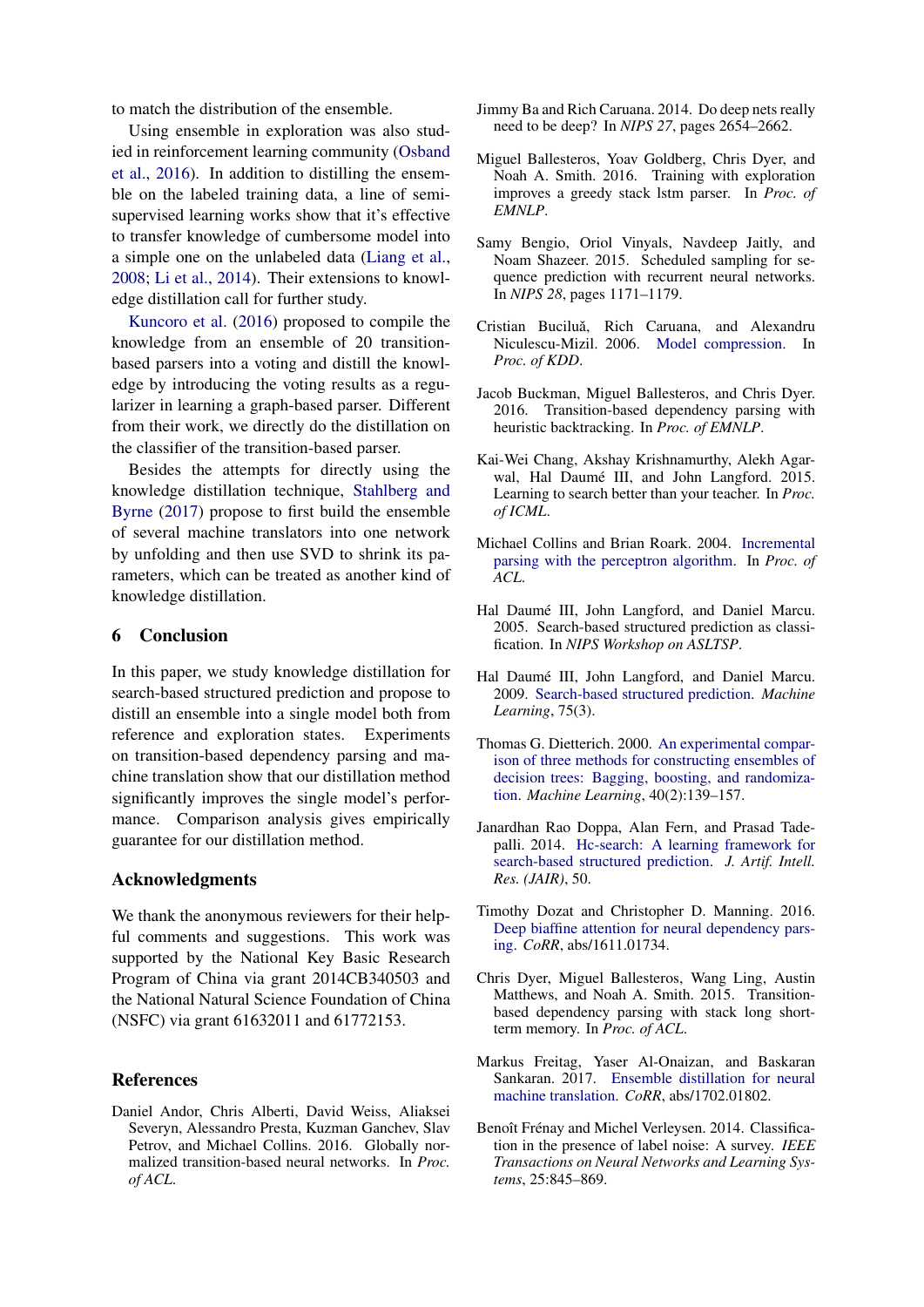to match the distribution of the ensemble.

Using ensemble in exploration was also studied in reinforcement learning community (Osband et al., 2016). In addition to distilling the ensemble on the labeled training data, a line of semi-supervised learning works show that it's effective to transfer knowledge of cumbersome model into a simple one on the unlabeled data (Liang et al., 2008; Li et al., 2014). Their extensions to knowledge distillation call for further study.

Kuncoro et al. (2016) proposed to compile the knowledge from an ensemble of 20 transition-based parsers into a voting and distill the knowledge by introducing the voting results as a regularizer in learning a graph-based parser. Different from their work, we directly do the distillation on the classifier of the transition-based parser.

Besides the attempts for directly using the knowledge distillation technique, Stahlberg and Byrne (2017) propose to first build the ensemble of several machine translators into one network by unfolding and then use SVD to shrink its parameters, which can be treated as another kind of knowledge distillation.

## 6 Conclusion

In this paper, we study knowledge distillation for search-based structured prediction and propose to distill an ensemble into a single model both from reference and exploration states. Experiments on transition-based dependency parsing and machine translation show that our distillation method significantly improves the single model's performance. Comparison analysis gives empirically guarantee for our distillation method.

## Acknowledgments

We thank the anonymous reviewers for their helpful comments and suggestions. This work was supported by the National Key Basic Research Program of China via grant 2014CB340503 and the National Natural Science Foundation of China (NSFC) via grant 61632011 and 61772153.

## References

Daniel Andor, Chris Alberti, David Weiss, Aliaksei Severyn, Alessandro Presta, Kuzman Ganchev, Slav Petrov, and Michael Collins. 2016. Globally normalized transition-based neural networks. In *Proc. of ACL*.

Jimmy Ba and Rich Caruana. 2014. Do deep nets really need to be deep? In *NIPS 27*, pages 2654–2662.

Miguel Ballesteros, Yoav Goldberg, Chris Dyer, and Noah A. Smith. 2016. Training with exploration improves a greedy stack lstm parser. In *Proc. of EMNLP*.

Samy Bengio, Oriol Vinyals, Navdeep Jaitly, and Noam Shazeer. 2015. Scheduled sampling for sequence prediction with recurrent neural networks. In *NIPS 28*, pages 1171–1179.

Cristian Buciluǎ, Rich Caruana, and Alexandru Niculescu-Mizil. 2006. Model compression. In *Proc. of KDD*.

Jacob Buckman, Miguel Ballesteros, and Chris Dyer. 2016. Transition-based dependency parsing with heuristic backtracking. In *Proc. of EMNLP*.

Kai-Wei Chang, Akshay Krishnamurthy, Alekh Agarwal, Hal Daumé III, and John Langford. 2015. Learning to search better than your teacher. In *Proc. of ICML*.

Michael Collins and Brian Roark. 2004. Incremental parsing with the perceptron algorithm. In *Proc. of ACL*.

Hal Daumé III, John Langford, and Daniel Marcu. 2005. Search-based structured prediction as classification. In *NIPS Workshop on ASLTSP*.

Hal Daumé III, John Langford, and Daniel Marcu. 2009. Search-based structured prediction. *Machine Learning*, 75(3).

Thomas G. Dietterich. 2000. An experimental comparison of three methods for constructing ensembles of decision trees: Bagging, boosting, and randomization. *Machine Learning*, 40(2):139–157.

Janardhan Rao Doppa, Alan Fern, and Prasad Tadepalli. 2014. Hc-search: A learning framework for search-based structured prediction. *J. Artif. Intell. Res. (JAIR)*, 50.

Timothy Dozat and Christopher D. Manning. 2016. Deep biaffine attention for neural dependency parsing. *CoRR*, abs/1611.01734.

Chris Dyer, Miguel Ballesteros, Wang Ling, Austin Matthews, and Noah A. Smith. 2015. Transition-based dependency parsing with stack long short-term memory. In *Proc. of ACL*.

Markus Freitag, Yaser Al-Onaizan, and Baskaran Sankaran. 2017. Ensemble distillation for neural machine translation. *CoRR*, abs/1702.01802.

Benoît Frénay and Michel Verleysen. 2014. Classification in the presence of label noise: A survey. *IEEE Transactions on Neural Networks and Learning Systems*, 25:845–869.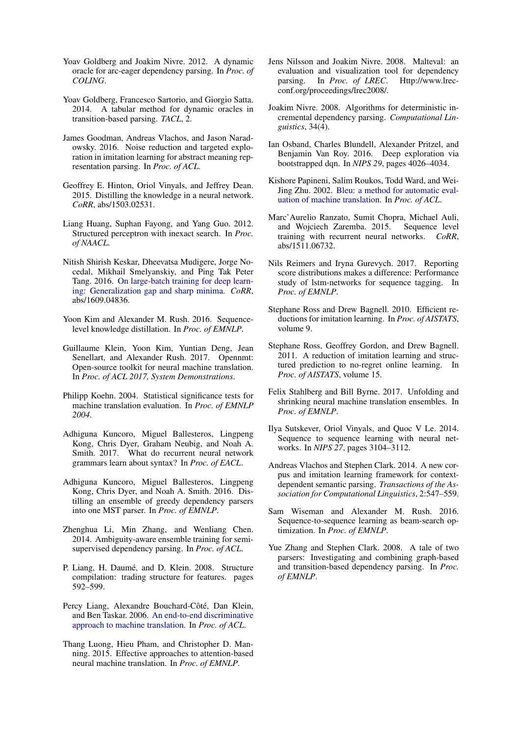Yoav Goldberg and Joakim Nivre. 2012. A dynamic oracle for arc-eager dependency parsing. In *Proc. of COLING*.

Yoav Goldberg, Francesco Sartorio, and Giorgio Satta. 2014. A tabular method for dynamic oracles in transition-based parsing. *TACL*, 2.

James Goodman, Andreas Vlachos, and Jason Naradowsky. 2016. Noise reduction and targeted exploration in imitation learning for abstract meaning representation parsing. In *Proc. of ACL*.

Geoffrey E. Hinton, Oriol Vinyals, and Jeffrey Dean. 2015. Distilling the knowledge in a neural network. *CoRR*, abs/1503.02531.

Liang Huang, Suphan Fayong, and Yang Guo. 2012. Structured perceptron with inexact search. In *Proc. of NAACL*.

Nitish Shirish Keskar, Dheevatsa Mudigere, Jorge Nocedal, Mikhail Smelyanskiy, and Ping Tak Peter Tang. 2016. On large-batch training for deep learning: Generalization gap and sharp minima. *CoRR*, abs/1609.04836.

Yoon Kim and Alexander M. Rush. 2016. Sequence-level knowledge distillation. In *Proc. of EMNLP*.

Guillaume Klein, Yoon Kim, Yuntian Deng, Jean Senellart, and Alexander Rush. 2017. Opennmt: Open-source toolkit for neural machine translation. In *Proc. of ACL 2017, System Demonstrations*.

Philipp Koehn. 2004. Statistical significance tests for machine translation evaluation. In *Proc. of EMNLP 2004*.

Adhiguna Kuncoro, Miguel Ballesteros, Lingpeng Kong, Chris Dyer, Graham Neubig, and Noah A. Smith. 2017. What do recurrent neural network grammars learn about syntax? In *Proc. of EACL*.

Adhiguna Kuncoro, Miguel Ballesteros, Lingpeng Kong, Chris Dyer, and Noah A. Smith. 2016. Distilling an ensemble of greedy dependency parsers into one MST parser. In *Proc. of EMNLP*.

Zhenghua Li, Min Zhang, and Wenliang Chen. 2014. Ambiguity-aware ensemble training for semi-supervised dependency parsing. In *Proc. of ACL*.

P. Liang, H. Daumé, and D. Klein. 2008. Structure compilation: trading structure for features. pages 592–599.

Percy Liang, Alexandre Bouchard-Côté, Dan Klein, and Ben Taskar. 2006. An end-to-end discriminative approach to machine translation. In *Proc. of ACL*.

Thang Luong, Hieu Pham, and Christopher D. Manning. 2015. Effective approaches to attention-based neural machine translation. In *Proc. of EMNLP*.

Jens Nilsson and Joakim Nivre. 2008. Malteval: an evaluation and visualization tool for dependency parsing. In *Proc. of LREC*. Http://www.lrec-conf.org/proceedings/lrec2008/.

Joakim Nivre. 2008. Algorithms for deterministic incremental dependency parsing. *Computational Linguistics*, 34(4).

Ian Osband, Charles Blundell, Alexander Pritzel, and Benjamin Van Roy. 2016. Deep exploration via bootstrapped dqn. In *NIPS 29*, pages 4026–4034.

Kishore Papineni, Salim Roukos, Todd Ward, and Wei-Jing Zhu. 2002. Bleu: a method for automatic evaluation of machine translation. In *Proc. of ACL*.

Marc'Aurelio Ranzato, Sumit Chopra, Michael Auli, and Wojciech Zaremba. 2015. Sequence level training with recurrent neural networks. *CoRR*, abs/1511.06732.

Nils Reimers and Iryna Gurevych. 2017. Reporting score distributions makes a difference: Performance study of lstm-networks for sequence tagging. In *Proc. of EMNLP*.

Stephane Ross and Drew Bagnell. 2010. Efficient reductions for imitation learning. In *Proc. of AISTATS*, volume 9.

Stephane Ross, Geoffrey Gordon, and Drew Bagnell. 2011. A reduction of imitation learning and structured prediction to no-regret online learning. In *Proc. of AISTATS*, volume 15.

Felix Stahlberg and Bill Byrne. 2017. Unfolding and shrinking neural machine translation ensembles. In *Proc. of EMNLP*.

Ilya Sutskever, Oriol Vinyals, and Quoc V Le. 2014. Sequence to sequence learning with neural networks. In *NIPS 27*, pages 3104–3112.

Andreas Vlachos and Stephen Clark. 2014. A new corpus and imitation learning framework for context-dependent semantic parsing. *Transactions of the Association for Computational Linguistics*, 2:547–559.

Sam Wiseman and Alexander M. Rush. 2016. Sequence-to-sequence learning as beam-search optimization. In *Proc. of EMNLP*.

Yue Zhang and Stephen Clark. 2008. A tale of two parsers: Investigating and combining graph-based and transition-based dependency parsing. In *Proc. of EMNLP*.